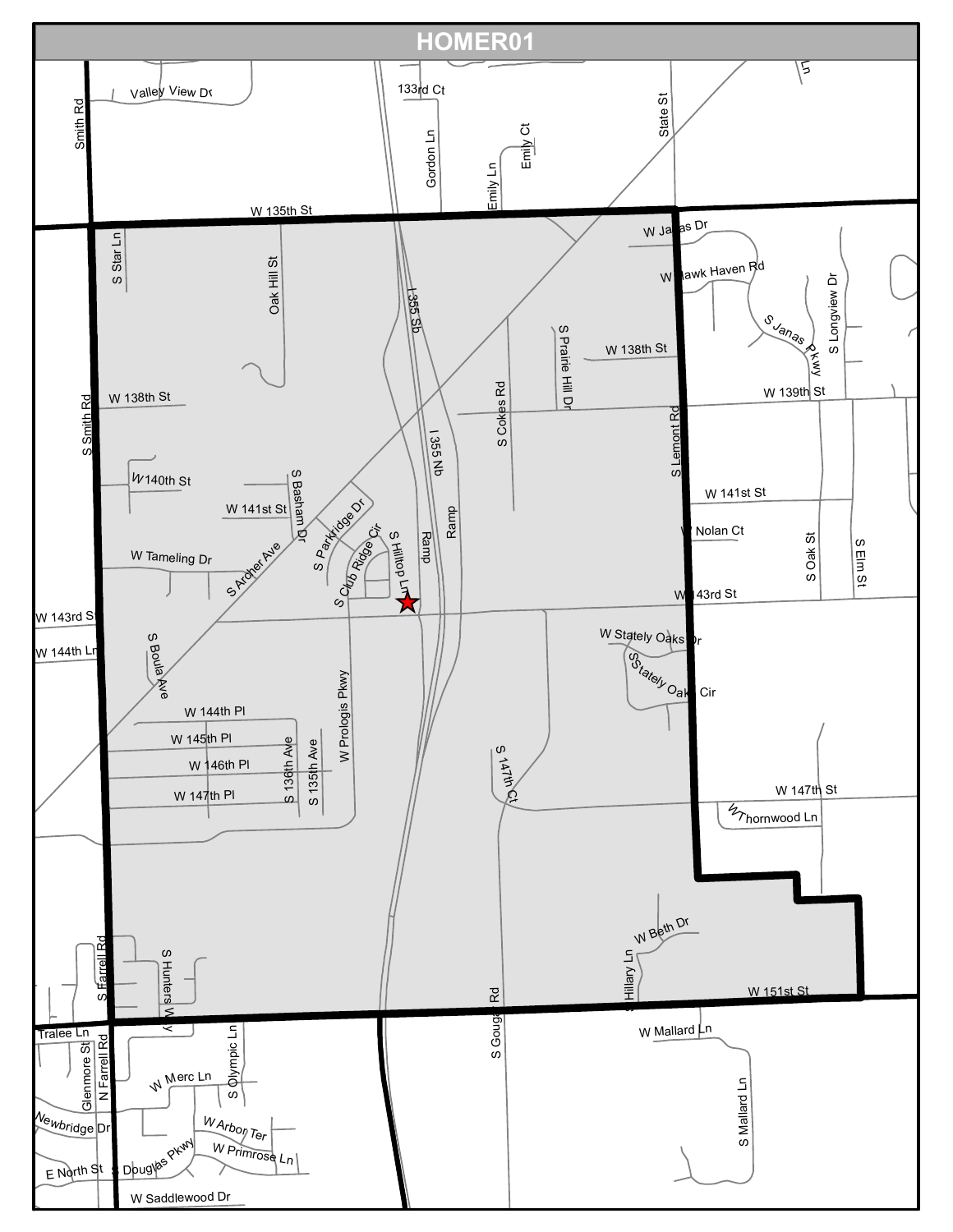# HOMER01

Valley View Dr
133rd Ct
Smith Rd
Gordon Ln
Emily Ct
Emily Ln
State St
W 135th St
W Janas Dr
S Star Ln
Oak Hill St
I 355 Sb
W Hawk Haven Rd
S Janas Pkwy
S Longview Dr
S Prairie Hill Dr
W 138th St
W 139th St
S Smith Rd
W 138th St
I 355 Nb
S Cokes Rd
S Lemont Rd
W 140th St
S Basham Dr
W 141st St
W 141st St
S Parkridge Dr
W Nolan Ct
S Club Ridge Cir
S Hilltop Ln
Ramp
Ramp
W Tameling Dr
S Archer Ave
S Oak St
S Elm St
W 143rd St
W 143rd St
W 144th Ln
S Boula Ave
W Stately Oaks Dr
S Stately Oaks Cir
W Prologis Pkwy
W 144th Pl
W 145th Pl
S 136th Ave
S 135th Ave
W 146th Pl
S 147th Ct
W 147th Pl
W 147th St
W Thornwood Ln
W Beth Dr
S Farrell Rd
S Hunters Way
S Hillary Ln
W 151st St
Tralee Ln
S Gougar Rd
W Mallard Ln
Glenmore St
N Farrell Rd
S Olympic Ln
W Merc Ln
S Mallard Ln
Newbridge Dr
W Arbor Ter
W Primrose Ln
E North St
S Douglas Pkwy
W Saddlewood Dr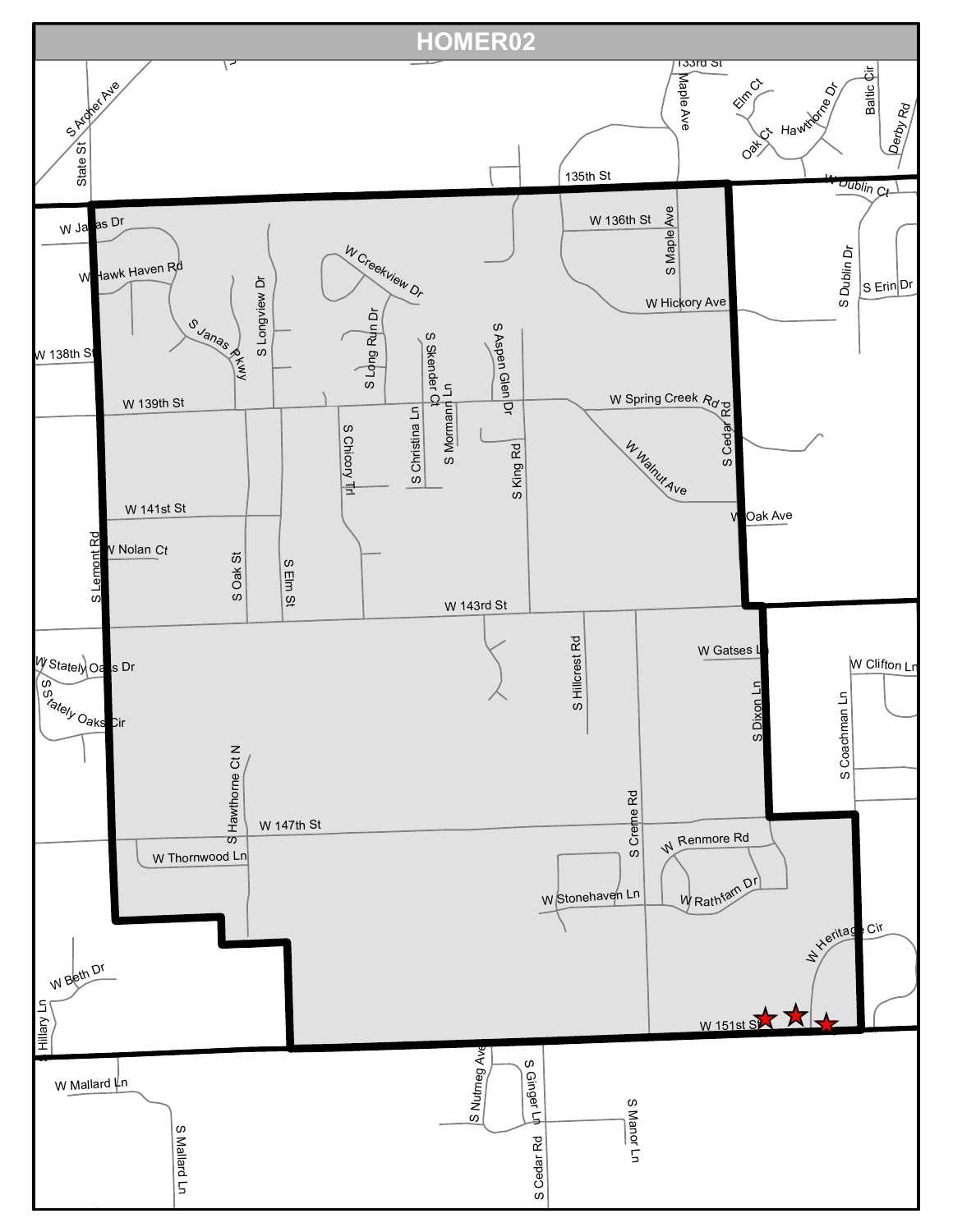# HOMER02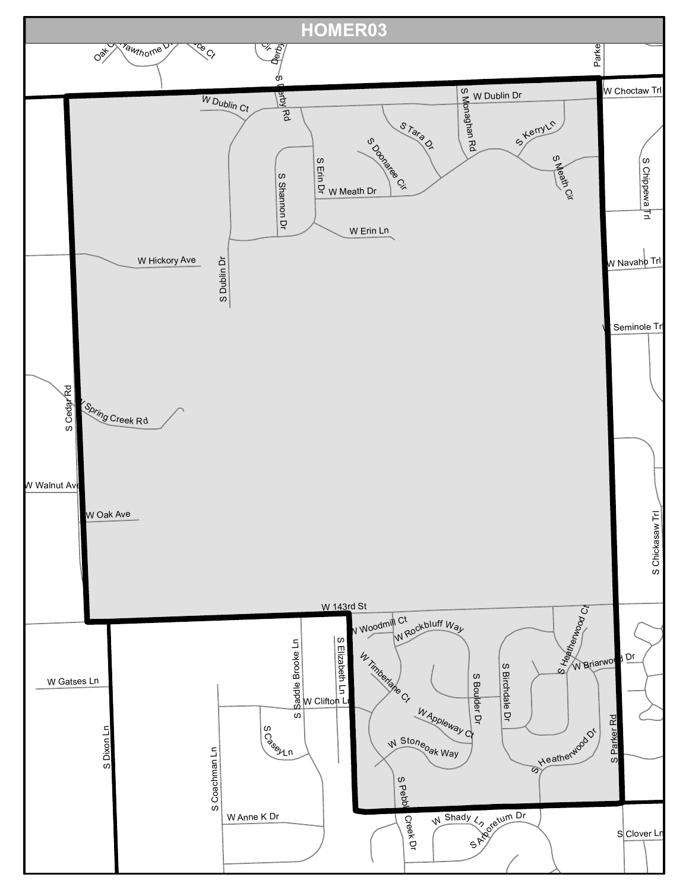# HOMER03

Oak Ct
Hawthorne Dr
Ace Ct
Cir
Derby
Parker
S Derby Rd
W Dublin Ct
W Dublin Dr
W Choctaw Trl
S Monaghan Rd
S Tara Dr
S Kerry Ln
S Doonaree Cir
S Erin Dr
S Shannon Dr
W Meath Dr
S Meath Cir
S Chippewa Trl
W Erin Ln
W Hickory Ave
W Navaho Trl
S Dublin Dr
W Seminole Trl
S Cedar Rd
W Spring Creek Rd
S Chickasaw Trl
W Walnut Ave
W Oak Ave
W 143rd St
W Woodmill Ct
W Rockbluff Way
S Heatherwood Ct
S Elizabeth Ln
S Saddle Brooke Ln
W Timberlane Ct
S Boulder Dr
S Birchdale Dr
W Briarwood Dr
W Gatses Ln
W Clifton Ln
W Appleway Ct
S Heatherwood Dr
S Parker Rd
S Casey Ln
W Stoneoak Way
S Dixon Ln
S Coachman Ln
S Pebble Creek Dr
W Shady Ln
S Arboretum Dr
S Clover Ln
W Anne K Dr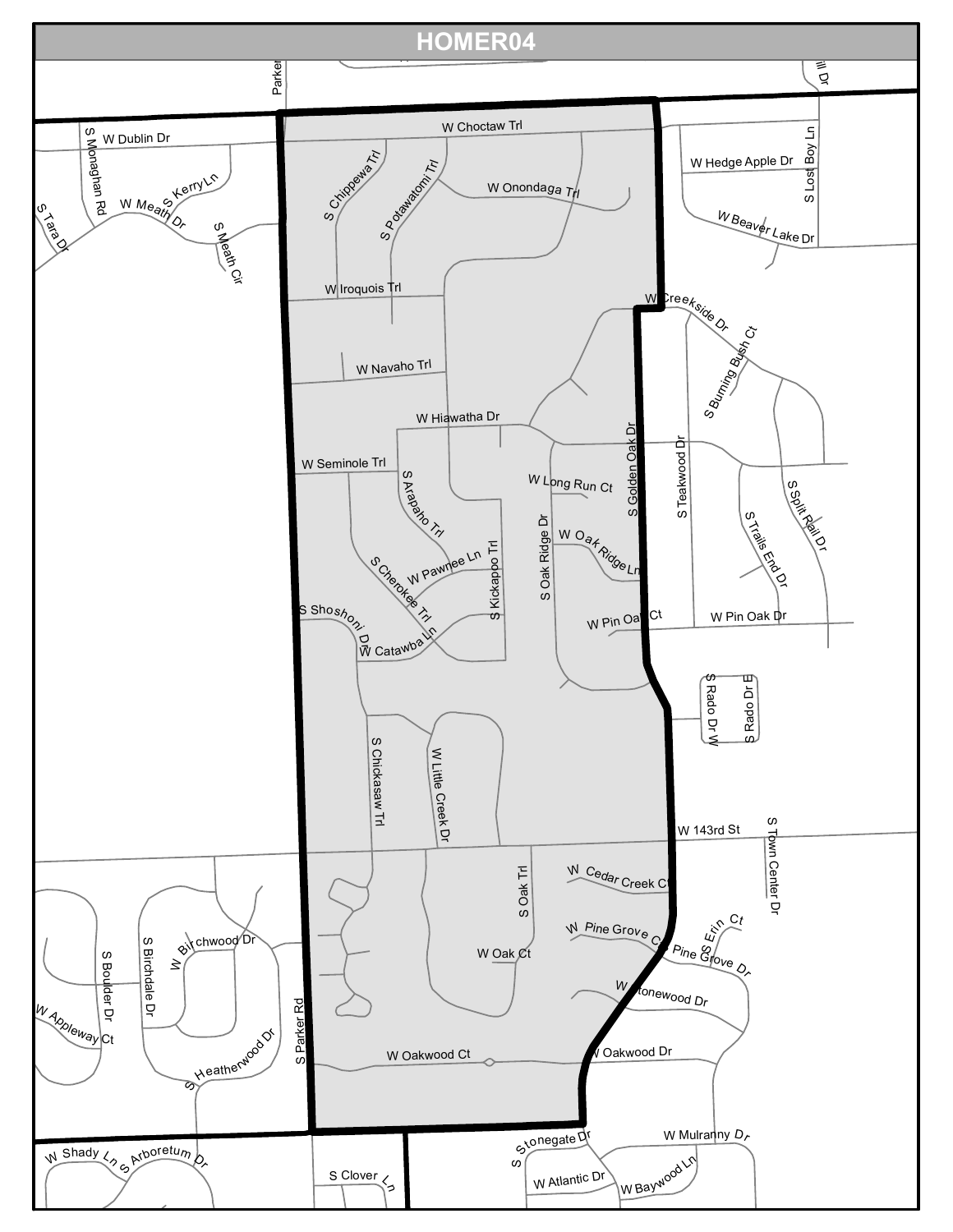# HOMER04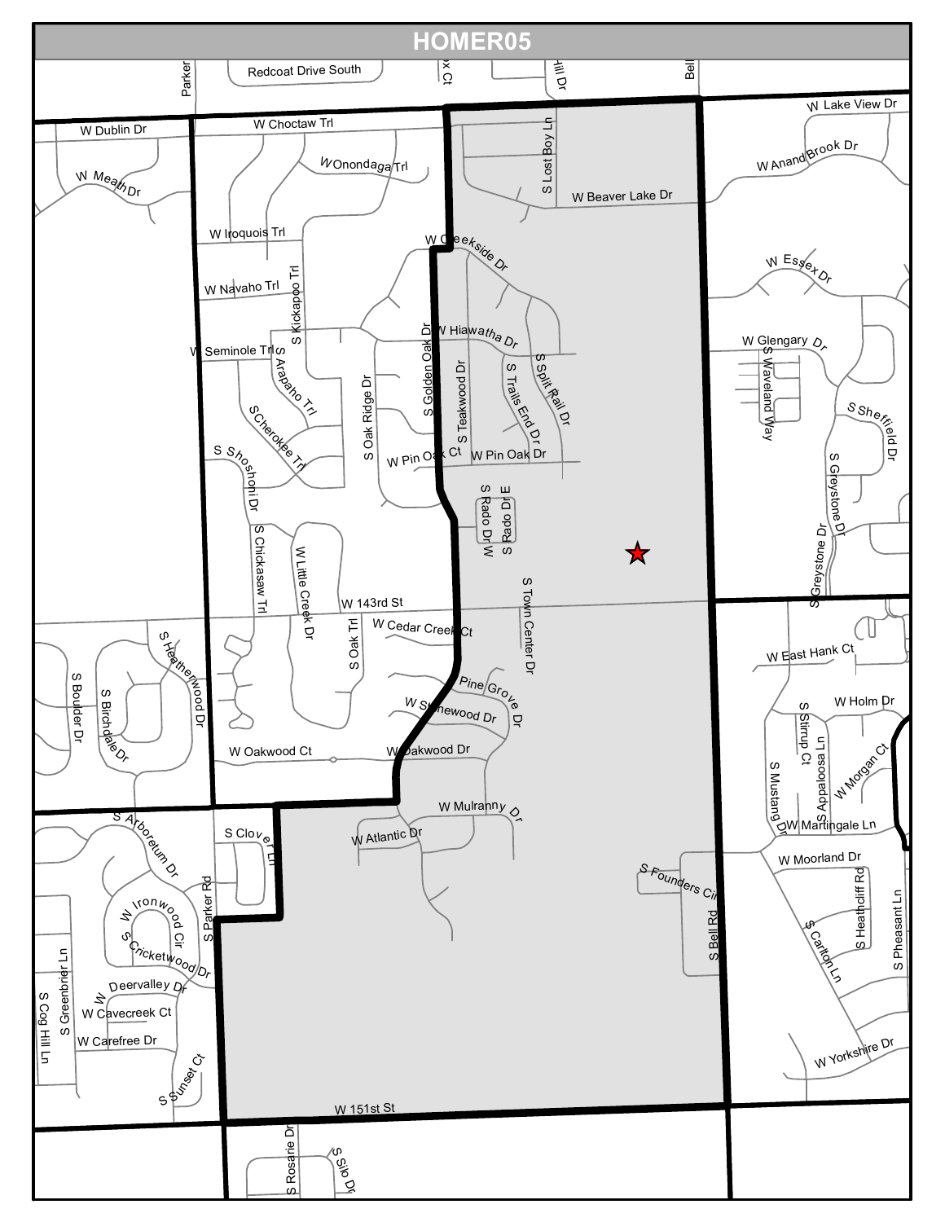# HOMER05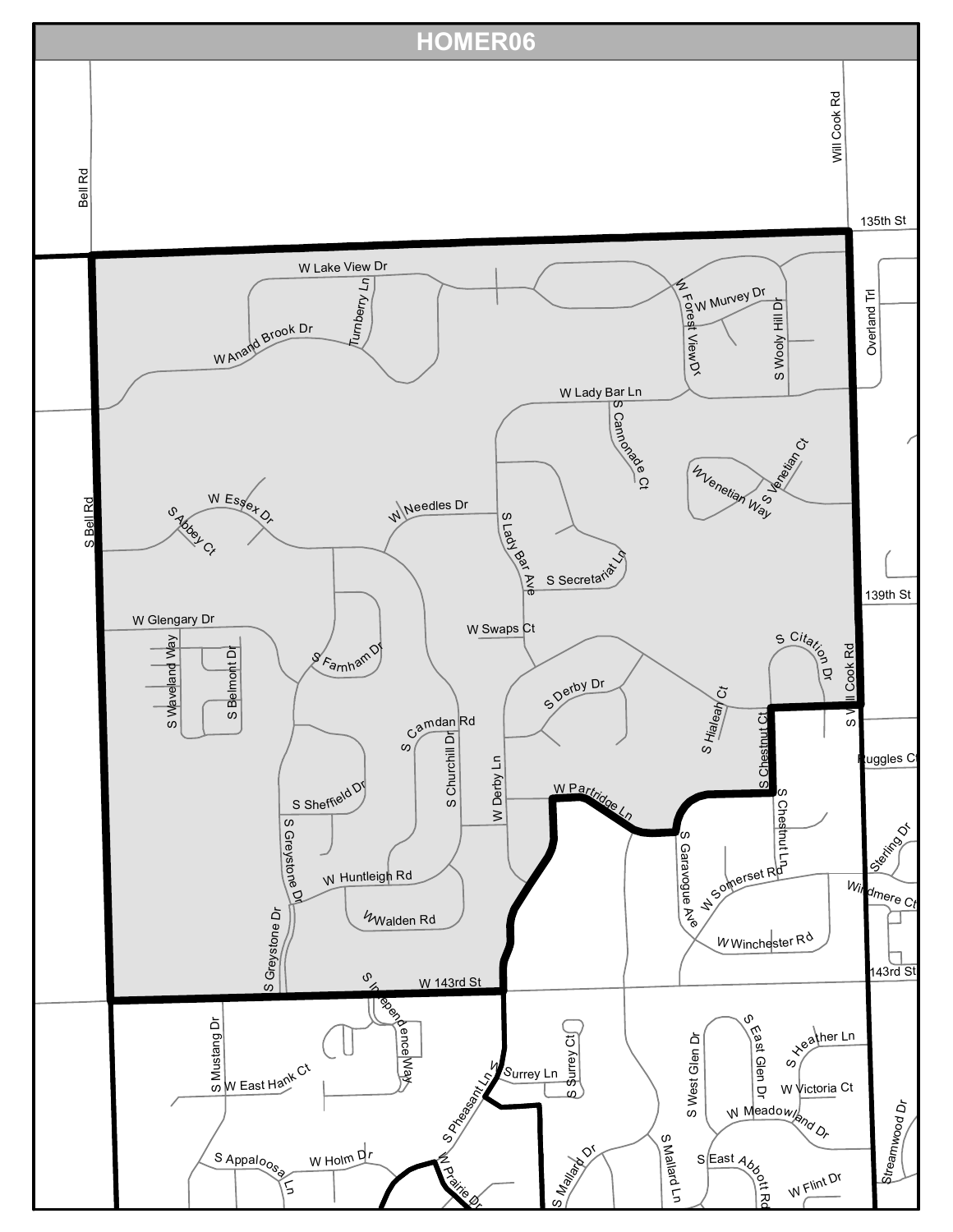# HOMER06

Bell Rd

Will Cook Rd

135th St

W Lake View Dr

Turnberry Ln

W Anand Brook Dr

W Forest View Dr

W Murvey Dr

S Wooly Hill Dr

Overland Trl

W Lady Bar Ln

S Cannonade Ct

W Venetian Way

S Venetian Ct

S Bell Rd

W Essex Dr

S Abbey Ct

W Needles Dr

S Lady Bar Ave

S Secretariat Ln

139th St

W Glengary Dr

S Waveland Way

S Belmont Dr

S Farnham Dr

W Swaps Ct

S Citation Dr

S Will Cook Rd

S Derby Dr

S Hialeah Ct

S Chestnut Ct

Ruggles Ct

S Camdan Rd

S Churchill Dr

S Sheffield Dr

W Derby Ln

W Partridge Ln

S Chestnut Ln

Sterling Dr

S Greystone Dr

W Huntleigh Rd

S Garavogue Ave

W Somerset Rd

Windmere Ct

W Walden Rd

W Winchester Rd

S Greystone Dr

W 143rd St

143rd St

S Independence Way

S Mustang Dr

W East Hank Ct

S Pheasant Ln

W Surrey Ln

S Surrey Ct

S West Glen Dr

S East Glen Dr

S Heather Ln

W Victoria Ct

W Meadowland Dr

Streamwood Dr

S Appaloosa Ln

W Holm Dr

W Prairie Dr

S Mallard Dr

S Mallard Ln

S East Abbott Rd

W Flint Dr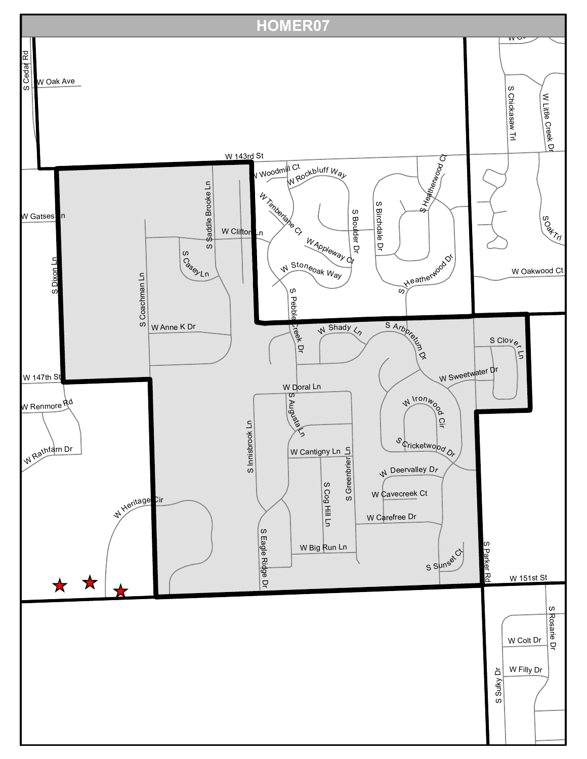# HOMER07

S Cedar Rd
W Oak Ave
W 143rd St
W Woodmill Ct
W Rockbluff Way
S Heatherwood Ct
W Gatses Ln
S Saddle Brooke Ln
W Timberlane Ct
S Boulder Dr
S Birchdale Dr
S Chickasaw Trl
W Little Creek Dr
S Oak Trl
W Clifton Ln
W Appleway Ct
S Casey Ln
W Stoneoak Way
S Heatherwood Dr
W Oakwood Ct
S Dixon Ln
S Coachman Ln
S Pebble Creek Dr
W Anne K Dr
W Shady Ln
S Arboretum Dr
S Clover Ln
W Sweetwater Dr
W 147th St
W Doral Ln
W Renmore Rd
S Augusta Ln
W Ironwood Cir
W Rathfarn Dr
S Innisbrook Ln
S Cricketwood Dr
W Cantigny Ln
S Greenbrier Ln
W Deervalley Dr
S Cog Hill Ln
W Cavecreek Ct
W Heritage Cir
W Carefree Dr
S Eagle Ridge Dr
W Big Run Ln
S Sunset Ct
S Parker Rd
W 151st St
S Rosarie Dr
W Colt Dr
W Filly Dr
S Sulky Dr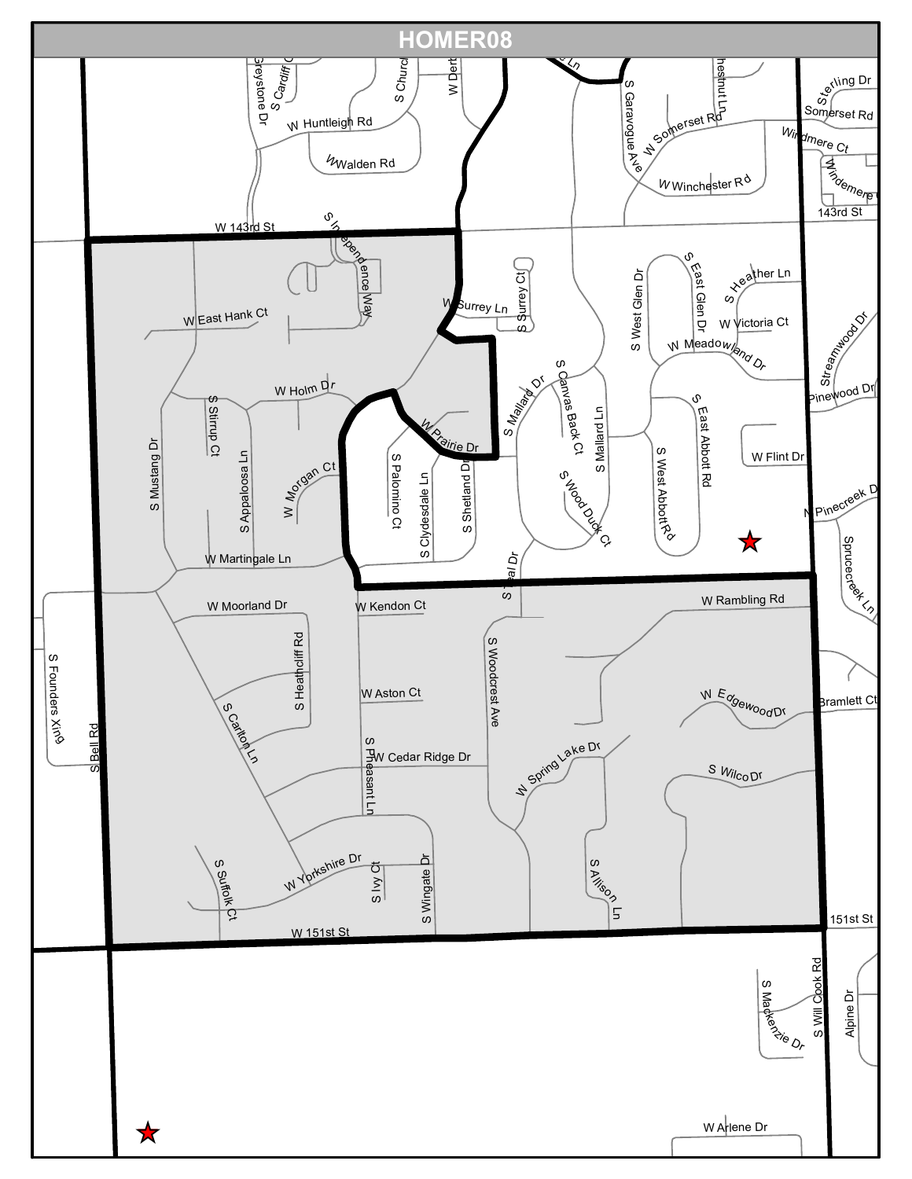# HOMER08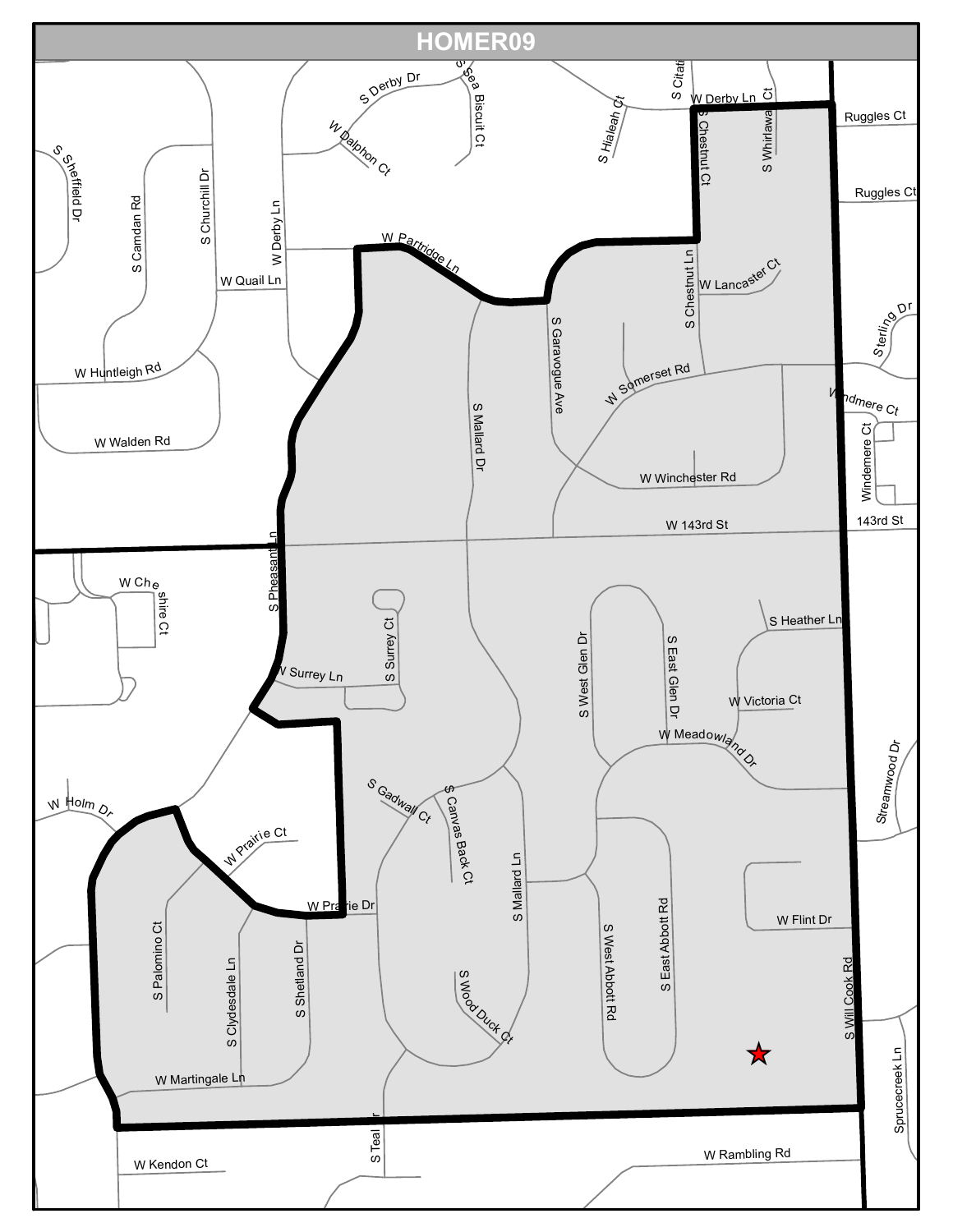# HOMER09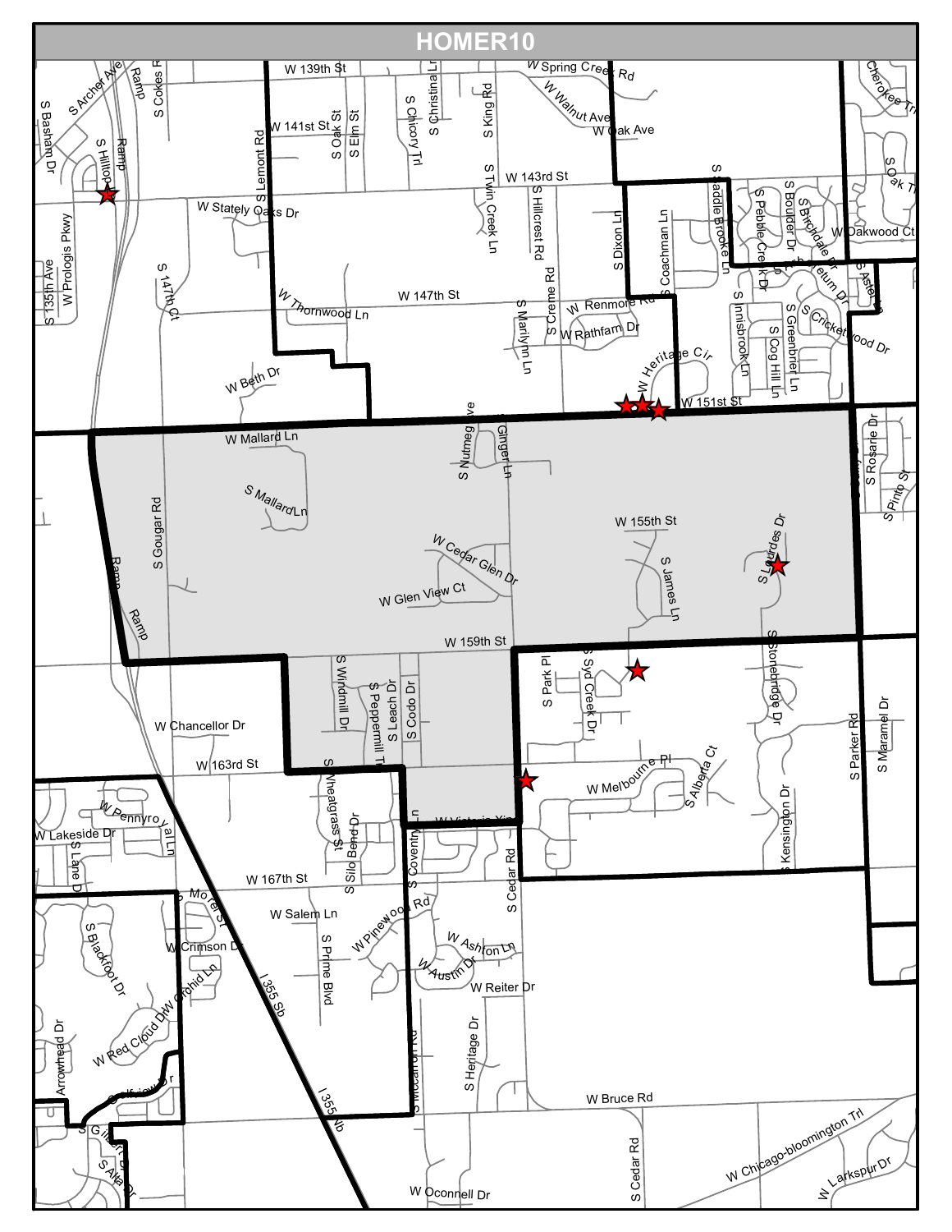# HOMER10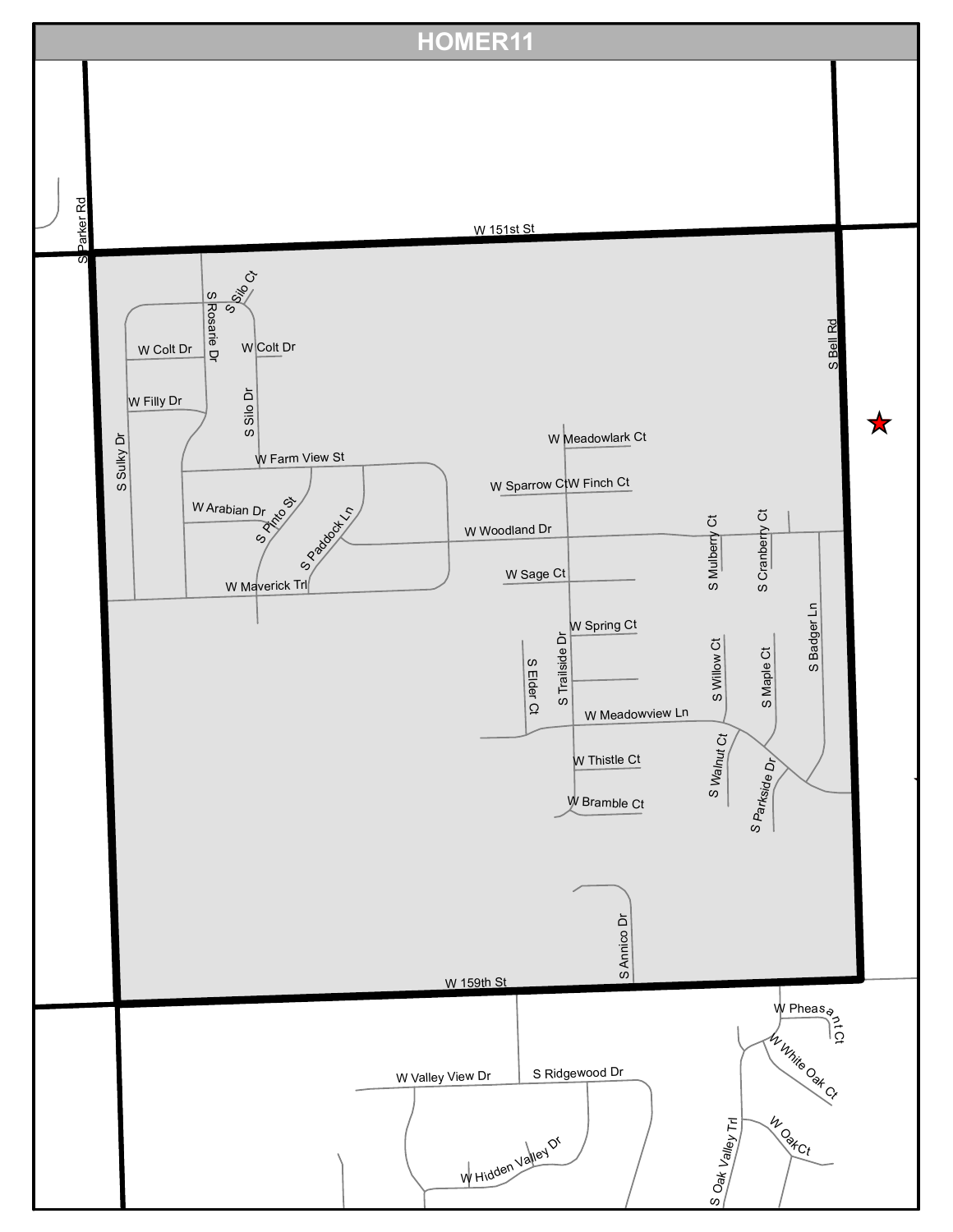# HOMER11

W 151st St

S Parker Rd

S Silo Ct

S Rosarie Dr

W Colt Dr

W Colt Dr

W Filly Dr

S Silo Dr

S Sulky Dr

W Farm View St

W Arabian Dr

S Pinto St

S Paddock Ln

W Maverick Trl

W Meadowlark Ct

W Sparrow Ct

W Finch Ct

W Woodland Dr

S Mulberry Ct

S Cranberry Ct

S Bell Rd

W Sage Ct

W Spring Ct

S Elder Ct

S Trailside Dr

S Willow Ct

S Maple Ct

S Badger Ln

W Meadowview Ln

W Thistle Ct

S Walnut Ct

S Parkside Dr

W Bramble Ct

S Annico Dr

W 159th St

W Pheasant Ct

W White Oak Ct

W Valley View Dr

S Ridgewood Dr

W Hidden Valley Dr

S Oak Valley Trl

W Oak Ct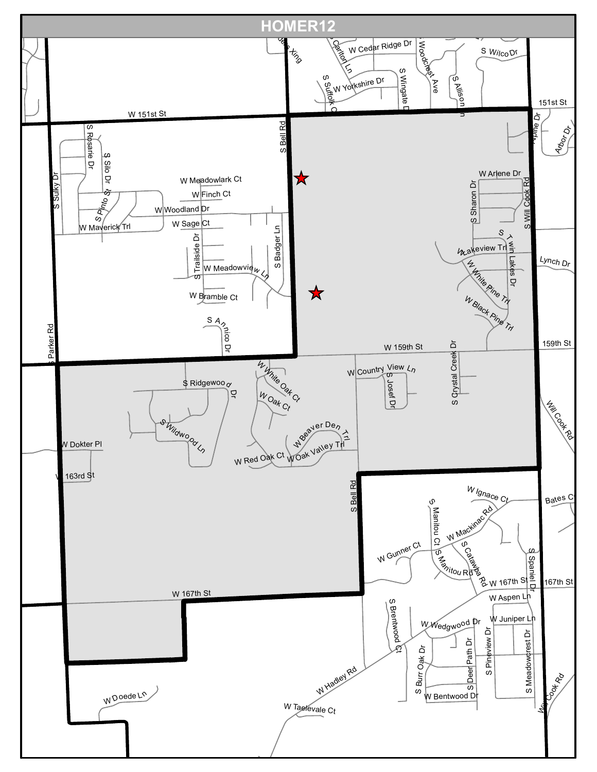# HOMER12

W 151st St

S Bell Rd

W Cedar Ridge Dr

S Carlton Ln

S Woodcrest Ave

S Wilco Dr

S Suffolk Ct

W Yorkshire Dr

S Wingate Dr

S Allison Ln

151st St

Alpine Dr

Arbor Dr

S Rosarie Dr

S Silo Dr

S Sulky Dr

W Meadowlark Ct

W Finch Ct

S Pinto St

W Woodland Dr

W Maverick Trl

W Sage Ct

W Arlene Dr

S Sharon Dr

S Will Cook Rd

S Twin Lakes Dr

W Lakeview Trl

Lynch Dr

S Trailside Dr

S Badger Ln

W Meadowview Ln

W White Pine Trl

W Bramble Ct

W Black Pine Trl

S Parker Rd

S Annico Dr

W 159th St

159th St

S Crystal Creek Dr

W White Oak Ct

W Country View Ln

S Ridgewood Dr

S Josef Dr

W Oak Ct

Will Cook Rd

S Wildwood Ln

W Beaver Den Trl

W Dokter Pl

W Red Oak Ct

W Oak Valley Trl

W 163rd St

S Bell Rd

W Ignace Ct

Bates Ct

S Manitou Ct

W Mackinac Rd

W Gunner Ct

S Manitou Rd

S Catawba Rd

S Spaniel Dr

W 167th St

W 167th St

167th St

W Aspen Ln

S Brentwood Ct

W Juniper Ln

W Wedgwood Dr

S Pineview Dr

S Deer Path Dr

S Meadowcrest Dr

S Burr Oak Dr

W Hadley Rd

W Bentwood Dr

Will Cook Rd

W Doede Ln

W Taelevale Ct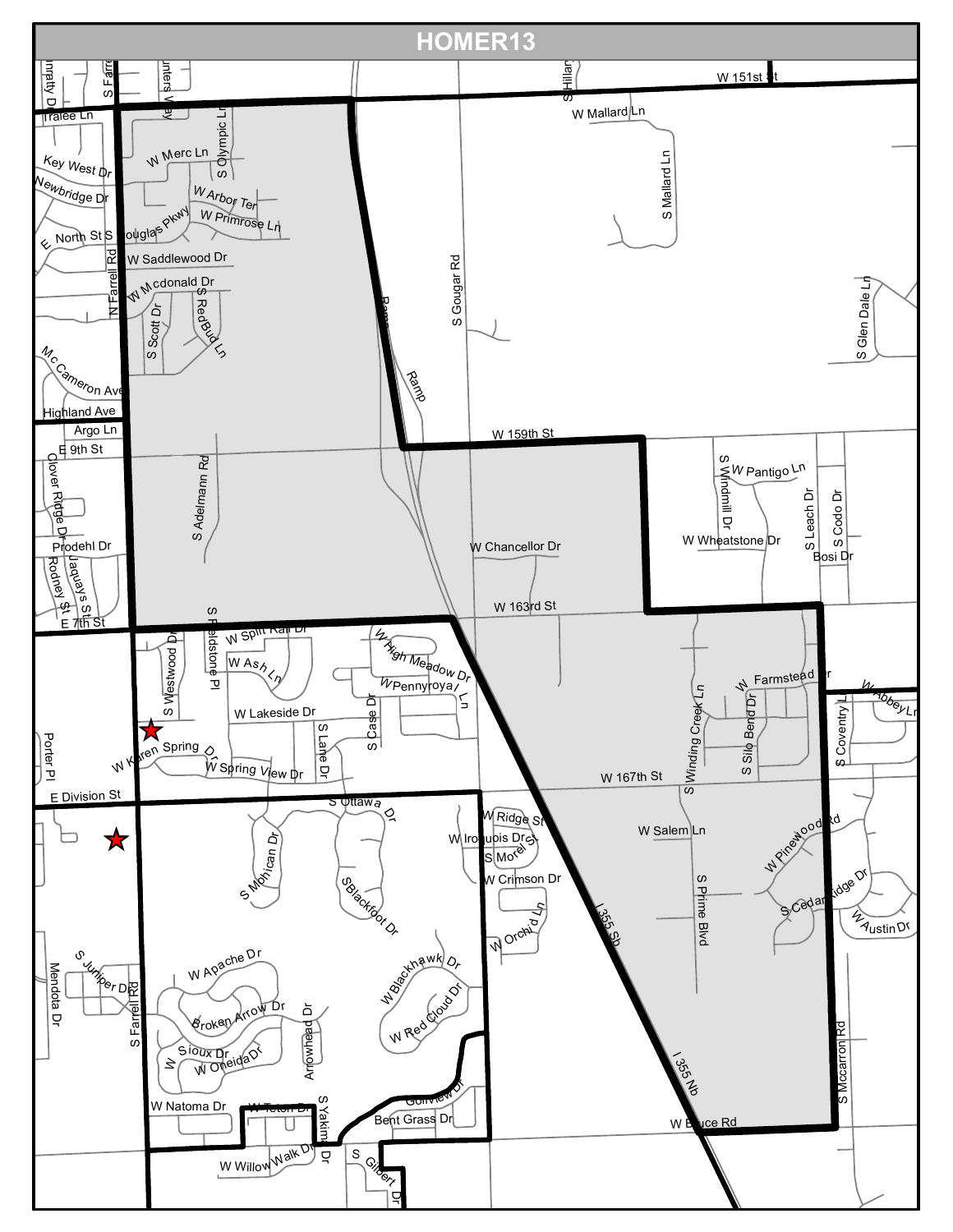# HOMER13

W 151st St

Tralee Ln

W Mallard Ln

W Merc Ln

S Olympic Ln

Key West Dr

Newbridge Dr

W Arbor Ter

W Primrose Ln

S Douglas Pkwy

E North St

S Mallard Ln

N Farrell Rd

W Saddlewood Dr

W Mcdonald Dr

S Scott Dr

S RedBud Ln

S Gougar Rd

Ramp

S Glen Dale Ln

Mc Cameron Ave

Ramp

Highland Ave

Argo Ln

W 159th St

E 9th St

Clover Ridge Dr

S Adelmann Rd

S Windmill Dr

W Pantigo Ln

S Leach Dr

S Codo Dr

W Chancellor Dr

W Wheatstone Dr

Bosi Dr

Prodehl Dr

Jaquays St

Rodney St

E 7th St

W 163rd St

S Fieldstone Pl

W Split Rail Dr

W High Meadow Dr

W Ash Ln

W Pennyroyal Ln

W Farmstead Dr

S Westwood Dr

W Abbey Ln

W Lakeside Dr

S Case Dr

S Lane Dr

S Winding Creek Ln

S Silo Bend Dr

S Coventry Ln

Porter Pl

W Karen Spring Dr

W Spring View Dr

W 167th St

E Division St

S Ottawa Dr

W Ridge St

W Iroquois Dr

S Morel St

W Salem Ln

W Pinewood Rd

S Mohican Dr

S Blackfoot Dr

W Crimson Dr

S Prime Blvd

S Cedar Ridge Dr

W Austin Dr

I 355 Sb

W Orchid Ln

S Juniper Dr

W Apache Dr

W Blackhawk Dr

Mendota Dr

S Farrell Rd

Broken Arrow Dr

W Red Cloud Dr

Arrowhead Dr

W Sioux Dr

W Oneida Dr

I 355 Nb

S Mccarron Rd

Golfview Dr

W Natoma Dr

W Teton Dr

S Yakima Dr

Bent Grass Dr

W Bruce Rd

W Willow Walk Dr

S Gilbert Dr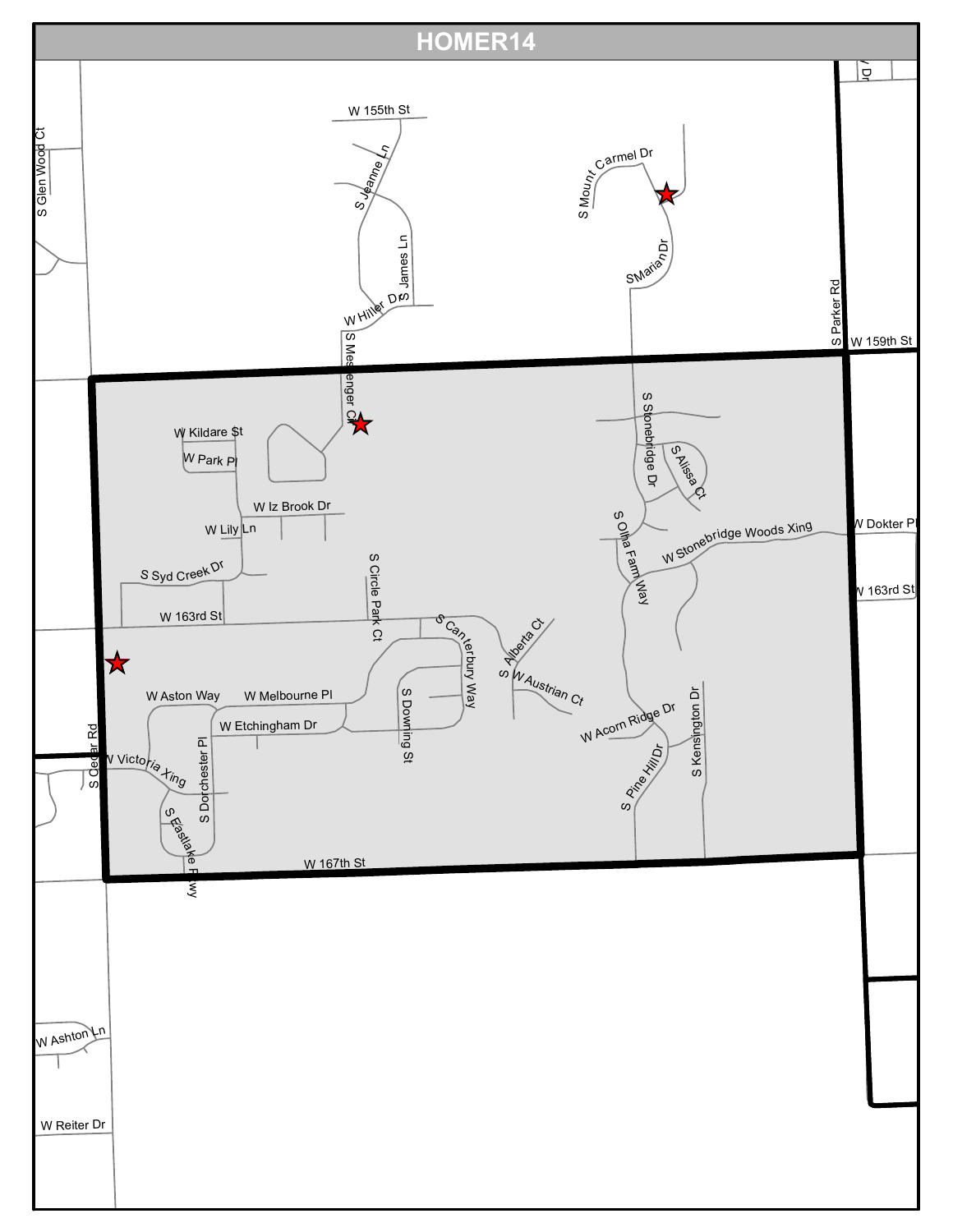# HOMER14

W 155th St

S Glen Wood Ct

S Jeanne Ln

S James Ln

W Hiller Dr

S Mount Carmel Dr

S Marian Dr

S Parker Rd

W 159th St

S Messenger Ct

S Stonebridge Dr

S Alissa Ct

W Kildare St

W Park Pl

W Iz Brook Dr

W Lily Ln

S Olha Farm Way

W Stonebridge Woods Xing

W Dokter Pl

S Syd Creek Dr

S Circle Park Ct

W 163rd St

W 163rd St

S Canterbury Way

S Alberta Ct

W Austrian Ct

W Aston Way

W Melbourne Pl

S Downing St

W Etchingham Dr

W Acorn Ridge Dr

S Kensington Dr

S Cedar Rd

W Victoria Xing

S Dorchester Pl

S Pine Hill Dr

S Eastlake Pkwy

W 167th St

W Ashton Ln

W Reiter Dr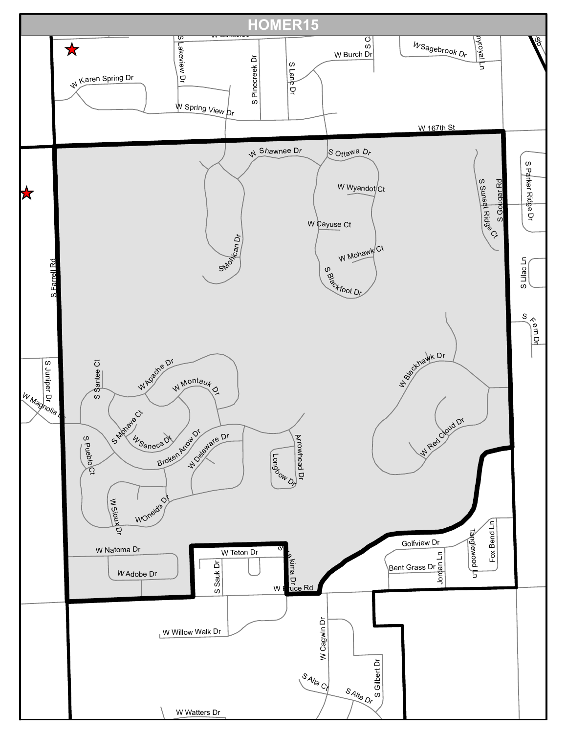# HOMER15

W Lakeside

S Lakeview Dr

S C

W Burch Dr

W Sagebrook Dr

nyroyal Ln

W Karen Spring Dr

S Pinecreek Dr

S Lane Dr

W Spring View Dr

W 167th St

W Shawnee Dr

S Ottawa Dr

S Parker Ridge Dr

W Wyandot Ct

S Sunset Ridge Ct

S Cougar Rd

W Cayuse Ct

S Mohican Dr

W Mohawk Ct

S Lilac Ln

S Blackfoot Dr

S Farrell Rd

S Fern Dr

S Juniper Dr

W Apache Dr

S Santee Ct

W Blackhawk Dr

W Magnolia Ln

W Montauk Dr

S Mohave Ct

W Seneca Dr

Broken Arrow Dr

W Red Cloud Dr

S Pueblo Ct

W Delaware Dr

Arrowhead Dr

Longbow Dr

W Sioux Dr

W Oneida Dr

W Natoma Dr

W Teton Dr

S Yakima Dr

Golfview Dr

Tanglewood Ln

Fox Bend Ln

W Adobe Dr

S Sauk Dr

Bent Grass Dr

Jordan Ln

W Bruce Rd

W Willow Walk Dr

W Cagwin Dr

S Gilbert Dr

S Alta Ct

S Alta Dr

W Watters Dr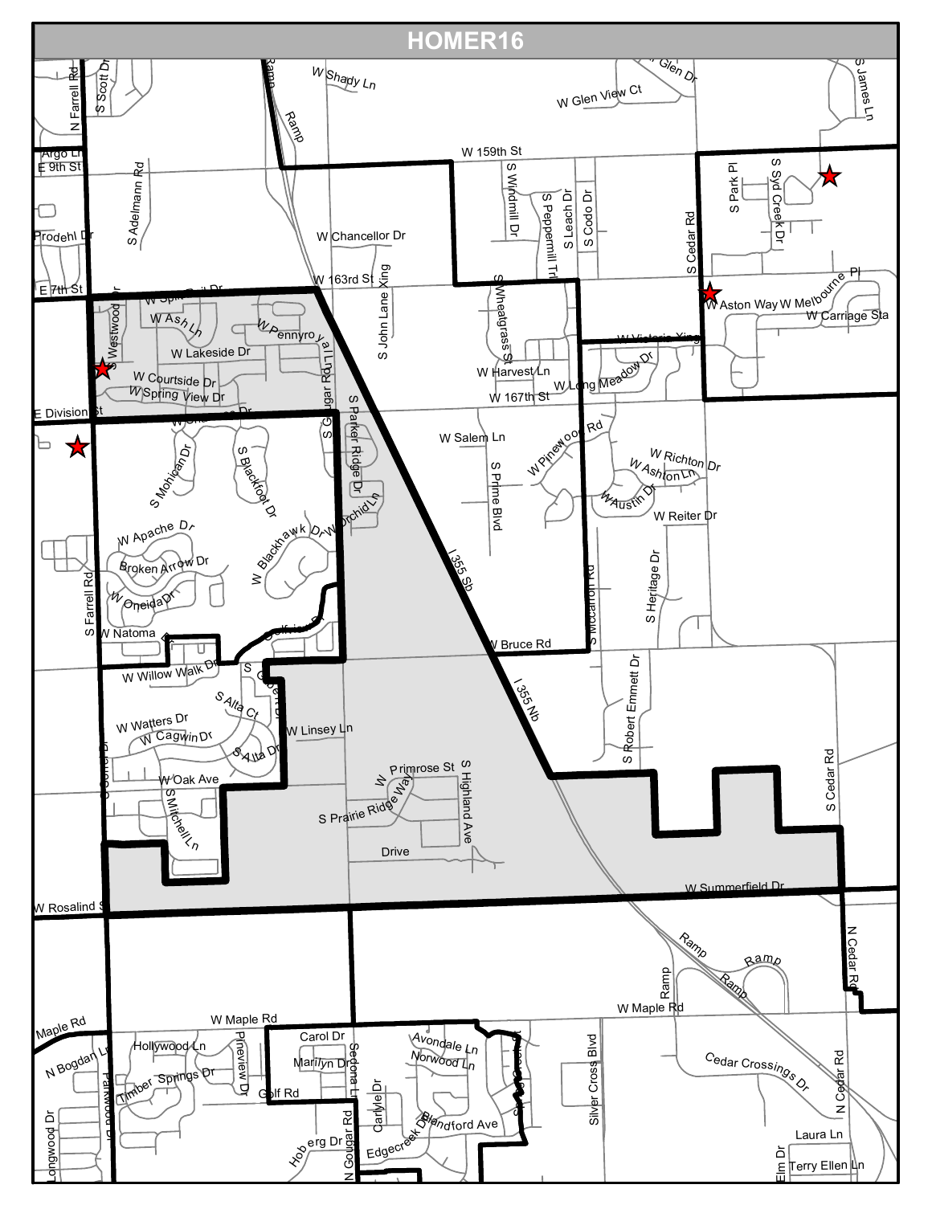# HOMER16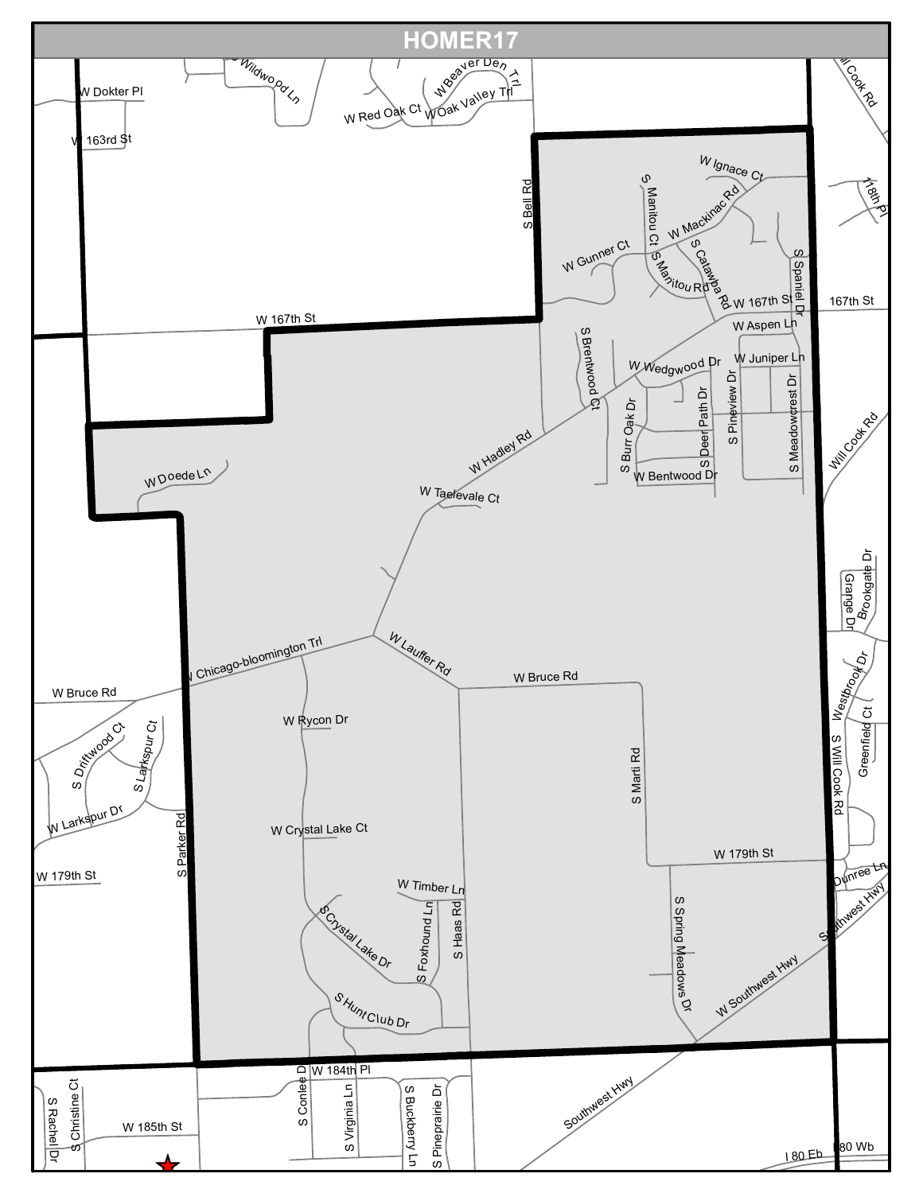# HOMER17

W Dokter Pl

W 163rd St

Wildwood Ln

W Beaver Den Trl

W Red Oak Ct

W Oak Valley Trl

Will Cook Rd

S Bell Rd

W Ignace Ct

S Manitou Ct

W Mackinac Rd

118th Pl

W Gunner Ct

S Manitou Rd

S Catawba Rd

S Spaniel Dr

W 167th St

167th St

W 167th St

W Aspen Ln

S Brentwood Ct

W Wedgwood Dr

W Juniper Ln

S Burr Oak Dr

S Deer Path Dr

S Pineview Dr

S Meadowcrest Dr

Will Cook Rd

W Hadley Rd

W Bentwood Dr

W Doede Ln

W Taelevale Ct

Brookgate Dr

Grange Dr

W Chicago-bloomington Trl

W Lauffer Rd

Westbrook Dr

W Bruce Rd

W Bruce Rd

S Driftwood Ct

S Larkspur Ct

W Rycon Dr

S Marti Rd

S Will Cook Rd

Greenfield Ct

W Larkspur Dr

S Parker Rd

W Crystal Lake Ct

W 179th St

W 179th St

Dunree Ln

W Timber Ln

Southwest Hwy

S Crystal Lake Dr

S Foxhound Ln

S Haas Rd

S Spring Meadows Dr

W Southwest Hwy

S Hunt Club Dr

S Conlee Dr

W 184th Pl

S Christine Ct

S Rachel Dr

W 185th St

S Virginia Ln

S Buckberry Ln

S Pineprairie Dr

Southwest Hwy

I 80 Eb

I 80 Wb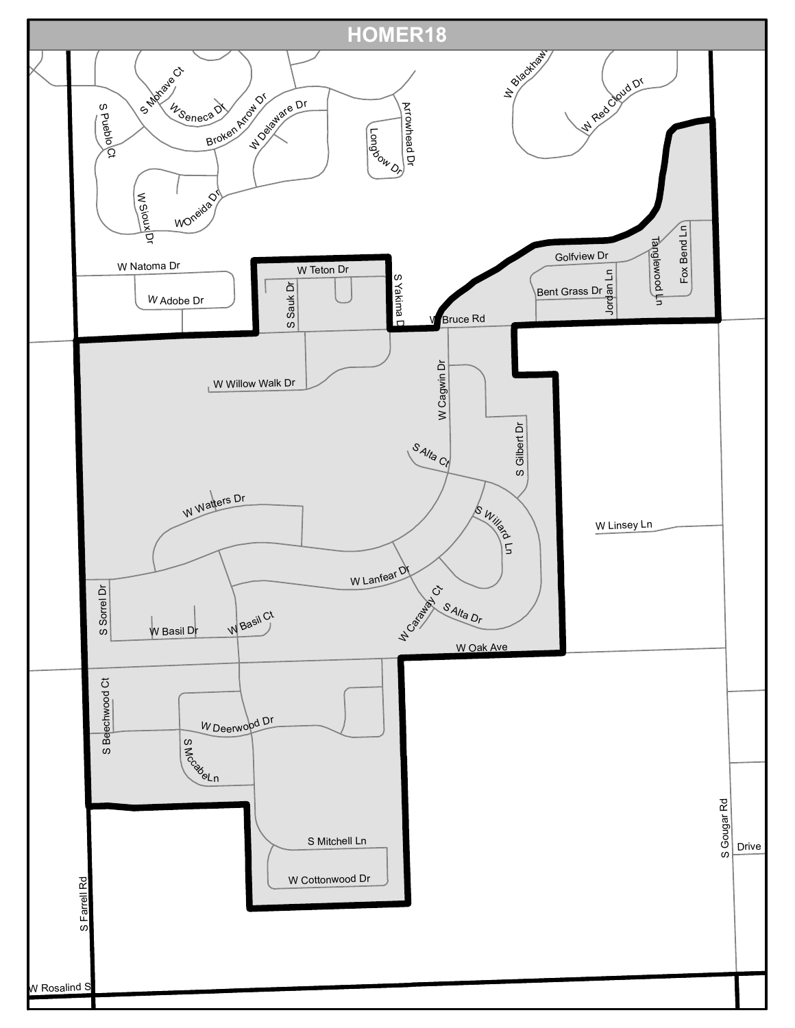# HOMER18

S Mohave Ct
W Seneca Dr
S Pueblo Ct
Broken Arrow Dr
W Delaware Dr
Arrowhead Dr
Longbow Dr
W Blackhawk
W Red Cloud Dr
W Sioux Dr
W Oneida Dr
W Natoma Dr
W Adobe Dr
W Teton Dr
S Sauk Dr
S Yakima Dr
W Bruce Rd
Golfview Dr
Bent Grass Dr
Jordan Ln
Tanglewood Ln
Fox Bend Ln
W Willow Walk Dr
W Cagwin Dr
S Gilbert Dr
S Alta Ct
W Watters Dr
S Willard Ln
W Linsey Ln
W Lanfear Dr
S Sorrel Dr
W Caraway Ct
S Alta Dr
W Basil Dr
W Basil Ct
W Oak Ave
S Beechwood Ct
W Deerwood Dr
S Mccabe Ln
S Mitchell Ln
W Cottonwood Dr
S Farrell Rd
S Gougar Rd
Drive
W Rosalind S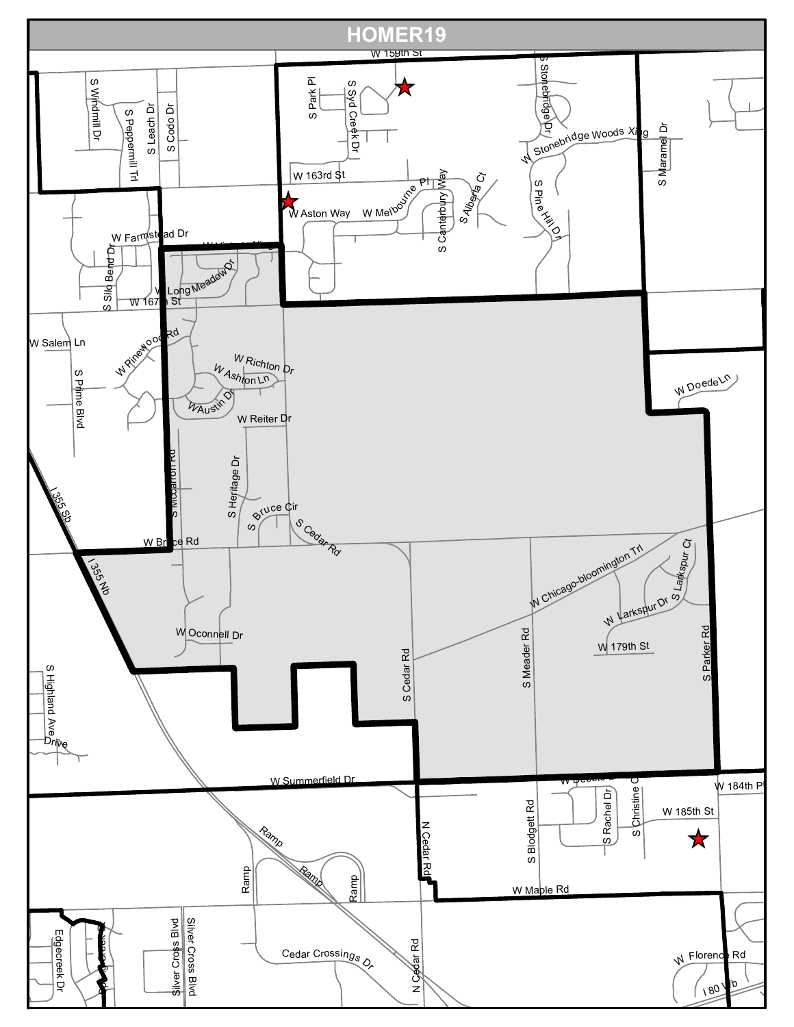# HOMER19

W 159th St

S Windmill Dr

S Peppermill Trl

S Leach Dr

S Codo Dr

S Park Pl

S Syd Creek Dr

S Stonebridge Dr

W Stonebridge Woods Xing

S Maramel Dr

W 163rd St

W Aston Way

W Melbourne Pl

S Canterbury Way

S Alberta Ct

S Pine Hill Dr

W Farmstead Dr

S Silo Bend Dr

W Long Meadow Dr

W 167th St

W Salem Ln

W Pinewood Rd

W Richton Dr

W Ashton Ln

W Austin Dr

S Prime Blvd

W Reiter Dr

W Doede Ln

S Mccarron Rd

S Heritage Dr

S Bruce Cir

S Cedar Rd

I 355 Sb

W Bruce Rd

I 355 Nb

W Chicago-bloomington Trl

S Larkspur Ct

W Larkspur Dr

W Oconnell Dr

W 179th St

S Cedar Rd

S Meader Rd

S Parker Rd

S Highland Ave

Drive

W Summerfield Dr

W Debbie Dr

W 184th Pl

S Blodgett Rd

S Rachel Dr

S Christine Ct

W 185th St

N Cedar Rd

Ramp

Ramp

Ramp

Ramp

W Maple Rd

Edgecreek Dr

Silver Cross Blvd

Silver Cross Blvd

Cedar Crossings Dr

N Cedar Rd

W Florence Rd

I 80 Wb